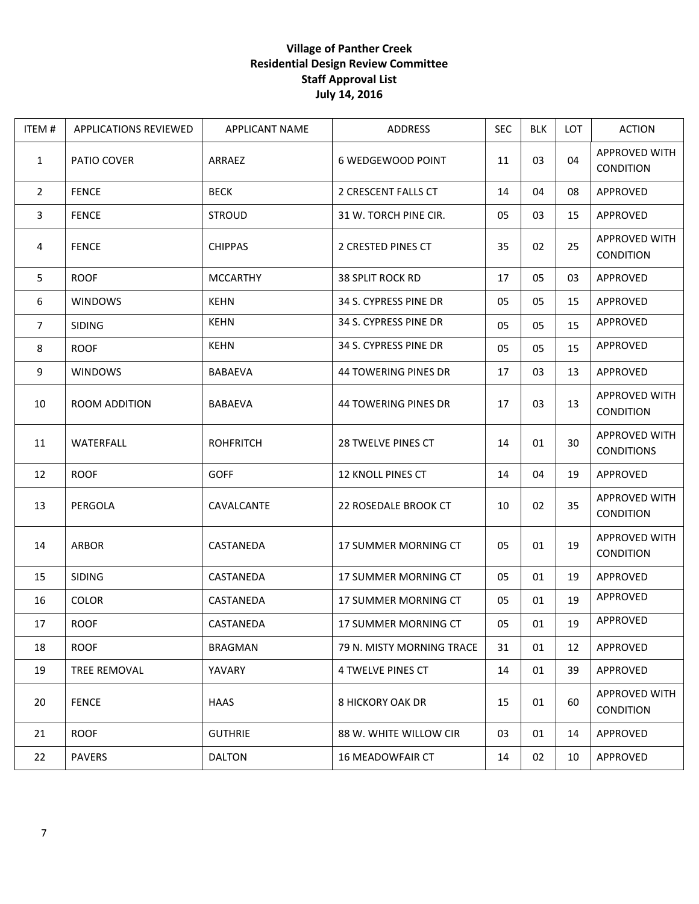**Village of Panther Creek**
**Residential Design Review Committee**
**Staff Approval List**
**July 14, 2016**

| ITEM # | APPLICATIONS REVIEWED | APPLICANT NAME | ADDRESS | SEC | BLK | LOT | ACTION |
|---|---|---|---|---|---|---|---|
| 1 | PATIO COVER | ARRAEZ | 6 WEDGEWOOD POINT | 11 | 03 | 04 | APPROVED WITH CONDITION |
| 2 | FENCE | BECK | 2 CRESCENT FALLS CT | 14 | 04 | 08 | APPROVED |
| 3 | FENCE | STROUD | 31 W. TORCH PINE CIR. | 05 | 03 | 15 | APPROVED |
| 4 | FENCE | CHIPPAS | 2 CRESTED PINES CT | 35 | 02 | 25 | APPROVED WITH CONDITION |
| 5 | ROOF | MCCARTHY | 38 SPLIT ROCK RD | 17 | 05 | 03 | APPROVED |
| 6 | WINDOWS | KEHN | 34 S. CYPRESS PINE DR | 05 | 05 | 15 | APPROVED |
| 7 | SIDING | KEHN | 34 S. CYPRESS PINE DR | 05 | 05 | 15 | APPROVED |
| 8 | ROOF | KEHN | 34 S. CYPRESS PINE DR | 05 | 05 | 15 | APPROVED |
| 9 | WINDOWS | BABAEVA | 44 TOWERING PINES DR | 17 | 03 | 13 | APPROVED |
| 10 | ROOM ADDITION | BABAEVA | 44 TOWERING PINES DR | 17 | 03 | 13 | APPROVED WITH CONDITION |
| 11 | WATERFALL | ROHFRITCH | 28 TWELVE PINES CT | 14 | 01 | 30 | APPROVED WITH CONDITIONS |
| 12 | ROOF | GOFF | 12 KNOLL PINES CT | 14 | 04 | 19 | APPROVED |
| 13 | PERGOLA | CAVALCANTE | 22 ROSEDALE BROOK CT | 10 | 02 | 35 | APPROVED WITH CONDITION |
| 14 | ARBOR | CASTANEDA | 17 SUMMER MORNING CT | 05 | 01 | 19 | APPROVED WITH CONDITION |
| 15 | SIDING | CASTANEDA | 17 SUMMER MORNING CT | 05 | 01 | 19 | APPROVED |
| 16 | COLOR | CASTANEDA | 17 SUMMER MORNING CT | 05 | 01 | 19 | APPROVED |
| 17 | ROOF | CASTANEDA | 17 SUMMER MORNING CT | 05 | 01 | 19 | APPROVED |
| 18 | ROOF | BRAGMAN | 79 N. MISTY MORNING TRACE | 31 | 01 | 12 | APPROVED |
| 19 | TREE REMOVAL | YAVARY | 4 TWELVE PINES CT | 14 | 01 | 39 | APPROVED |
| 20 | FENCE | HAAS | 8 HICKORY OAK DR | 15 | 01 | 60 | APPROVED WITH CONDITION |
| 21 | ROOF | GUTHRIE | 88 W. WHITE WILLOW CIR | 03 | 01 | 14 | APPROVED |
| 22 | PAVERS | DALTON | 16 MEADOWFAIR CT | 14 | 02 | 10 | APPROVED |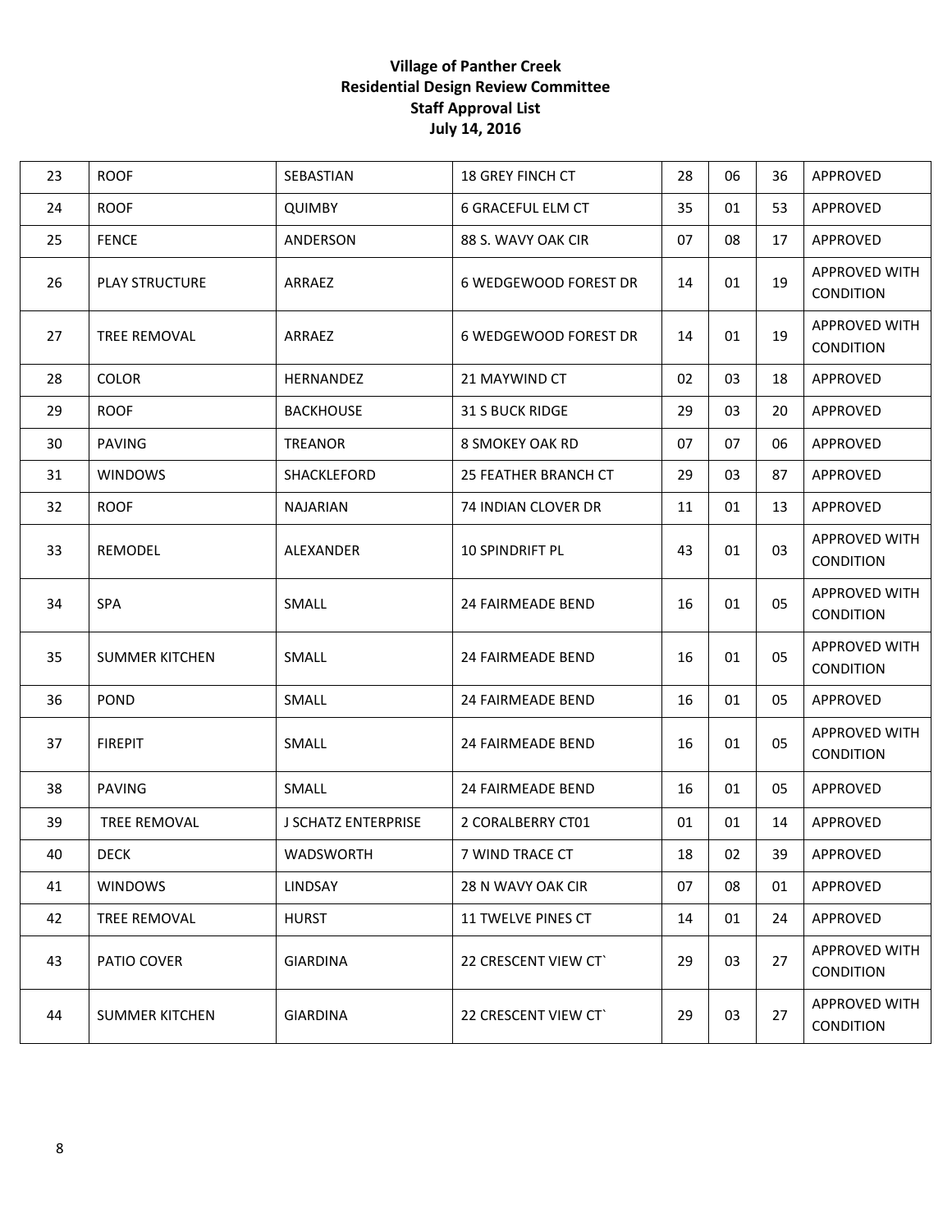**Village of Panther Creek**
**Residential Design Review Committee**
**Staff Approval List**
**July 14, 2016**

| | | | | | | | |
|---|---|---|---|---|---|---|---|
| 23 | ROOF | SEBASTIAN | 18 GREY FINCH CT | 28 | 06 | 36 | APPROVED |
| 24 | ROOF | QUIMBY | 6 GRACEFUL ELM CT | 35 | 01 | 53 | APPROVED |
| 25 | FENCE | ANDERSON | 88 S. WAVY OAK CIR | 07 | 08 | 17 | APPROVED |
| 26 | PLAY STRUCTURE | ARRAEZ | 6 WEDGEWOOD FOREST DR | 14 | 01 | 19 | APPROVED WITH CONDITION |
| 27 | TREE REMOVAL | ARRAEZ | 6 WEDGEWOOD FOREST DR | 14 | 01 | 19 | APPROVED WITH CONDITION |
| 28 | COLOR | HERNANDEZ | 21 MAYWIND CT | 02 | 03 | 18 | APPROVED |
| 29 | ROOF | BACKHOUSE | 31 S BUCK RIDGE | 29 | 03 | 20 | APPROVED |
| 30 | PAVING | TREANOR | 8 SMOKEY OAK RD | 07 | 07 | 06 | APPROVED |
| 31 | WINDOWS | SHACKLEFORD | 25 FEATHER BRANCH CT | 29 | 03 | 87 | APPROVED |
| 32 | ROOF | NAJARIAN | 74 INDIAN CLOVER DR | 11 | 01 | 13 | APPROVED |
| 33 | REMODEL | ALEXANDER | 10 SPINDRIFT PL | 43 | 01 | 03 | APPROVED WITH CONDITION |
| 34 | SPA | SMALL | 24 FAIRMEADE BEND | 16 | 01 | 05 | APPROVED WITH CONDITION |
| 35 | SUMMER KITCHEN | SMALL | 24 FAIRMEADE BEND | 16 | 01 | 05 | APPROVED WITH CONDITION |
| 36 | POND | SMALL | 24 FAIRMEADE BEND | 16 | 01 | 05 | APPROVED |
| 37 | FIREPIT | SMALL | 24 FAIRMEADE BEND | 16 | 01 | 05 | APPROVED WITH CONDITION |
| 38 | PAVING | SMALL | 24 FAIRMEADE BEND | 16 | 01 | 05 | APPROVED |
| 39 | TREE REMOVAL | J SCHATZ ENTERPRISE | 2 CORALBERRY CT01 | 01 | 01 | 14 | APPROVED |
| 40 | DECK | WADSWORTH | 7 WIND TRACE CT | 18 | 02 | 39 | APPROVED |
| 41 | WINDOWS | LINDSAY | 28 N WAVY OAK CIR | 07 | 08 | 01 | APPROVED |
| 42 | TREE REMOVAL | HURST | 11 TWELVE PINES CT | 14 | 01 | 24 | APPROVED |
| 43 | PATIO COVER | GIARDINA | 22 CRESCENT VIEW CT` | 29 | 03 | 27 | APPROVED WITH CONDITION |
| 44 | SUMMER KITCHEN | GIARDINA | 22 CRESCENT VIEW CT` | 29 | 03 | 27 | APPROVED WITH CONDITION |